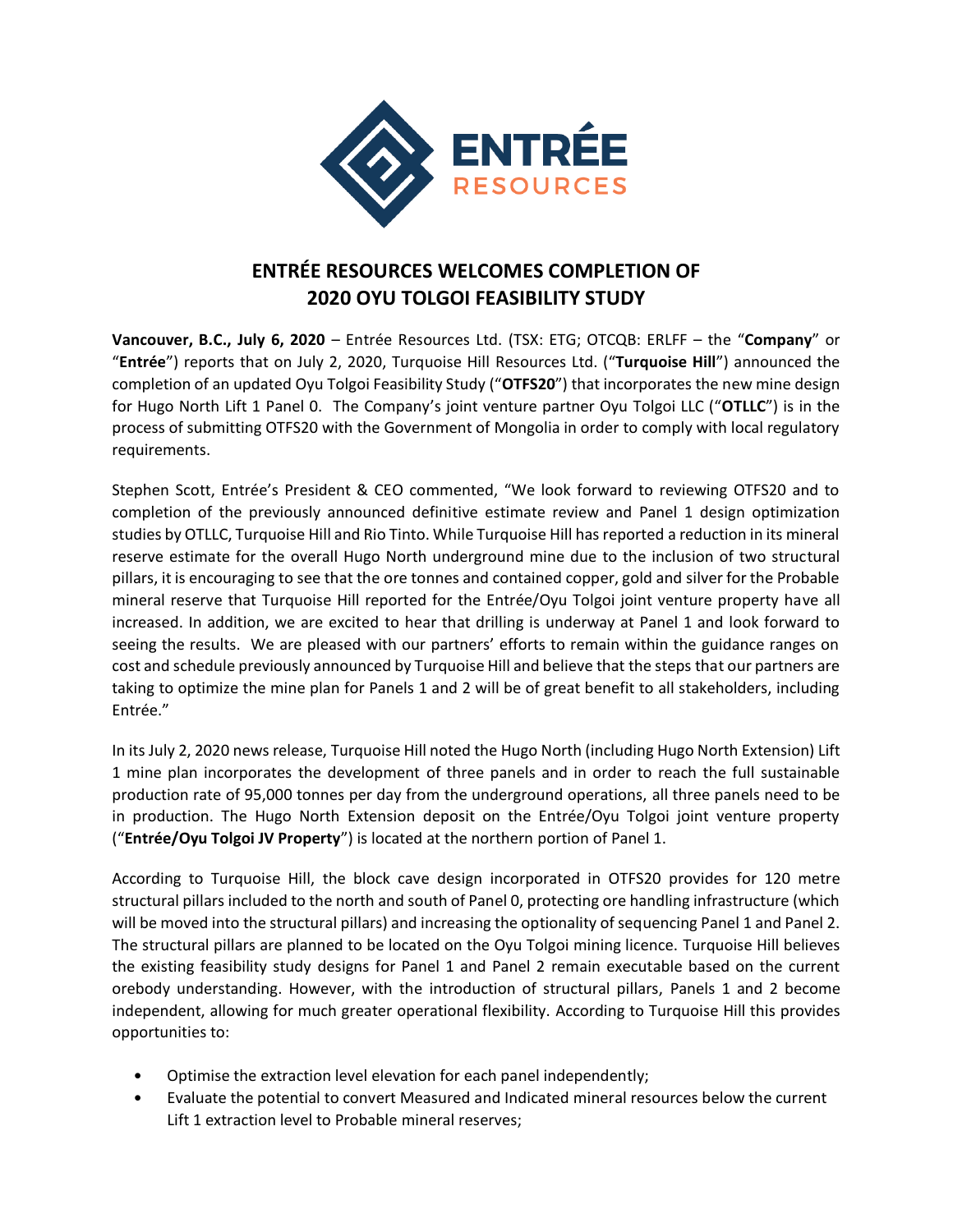# ENTRÉE RESOURCES WELCOMES COMPLETION OF 2020 OYU TOLGOI FEASIBILITY STUDY

**Vancouver, B.C., July 6, 2020** – Entrée Resources Ltd. (TSX: ETG; OTCQB: ERLFF – the "**Company**" or "**Entrée**") reports that on July 2, 2020, Turquoise Hill Resources Ltd. ("**Turquoise Hill**") announced the completion of an updated Oyu Tolgoi Feasibility Study ("**OTFS20**") that incorporates the new mine design for Hugo North Lift 1 Panel 0. The Company's joint venture partner Oyu Tolgoi LLC ("**OTLLC**") is in the process of submitting OTFS20 with the Government of Mongolia in order to comply with local regulatory requirements.

Stephen Scott, Entrée's President & CEO commented, "We look forward to reviewing OTFS20 and to completion of the previously announced definitive estimate review and Panel 1 design optimization studies by OTLLC, Turquoise Hill and Rio Tinto. While Turquoise Hill has reported a reduction in its mineral reserve estimate for the overall Hugo North underground mine due to the inclusion of two structural pillars, it is encouraging to see that the ore tonnes and contained copper, gold and silver for the Probable mineral reserve that Turquoise Hill reported for the Entrée/Oyu Tolgoi joint venture property have all increased. In addition, we are excited to hear that drilling is underway at Panel 1 and look forward to seeing the results. We are pleased with our partners' efforts to remain within the guidance ranges on cost and schedule previously announced by Turquoise Hill and believe that the steps that our partners are taking to optimize the mine plan for Panels 1 and 2 will be of great benefit to all stakeholders, including Entrée."

In its July 2, 2020 news release, Turquoise Hill noted the Hugo North (including Hugo North Extension) Lift 1 mine plan incorporates the development of three panels and in order to reach the full sustainable production rate of 95,000 tonnes per day from the underground operations, all three panels need to be in production. The Hugo North Extension deposit on the Entrée/Oyu Tolgoi joint venture property ("**Entrée/Oyu Tolgoi JV Property**") is located at the northern portion of Panel 1.

According to Turquoise Hill, the block cave design incorporated in OTFS20 provides for 120 metre structural pillars included to the north and south of Panel 0, protecting ore handling infrastructure (which will be moved into the structural pillars) and increasing the optionality of sequencing Panel 1 and Panel 2. The structural pillars are planned to be located on the Oyu Tolgoi mining licence. Turquoise Hill believes the existing feasibility study designs for Panel 1 and Panel 2 remain executable based on the current orebody understanding. However, with the introduction of structural pillars, Panels 1 and 2 become independent, allowing for much greater operational flexibility. According to Turquoise Hill this provides opportunities to:

- Optimise the extraction level elevation for each panel independently;
- Evaluate the potential to convert Measured and Indicated mineral resources below the current Lift 1 extraction level to Probable mineral reserves;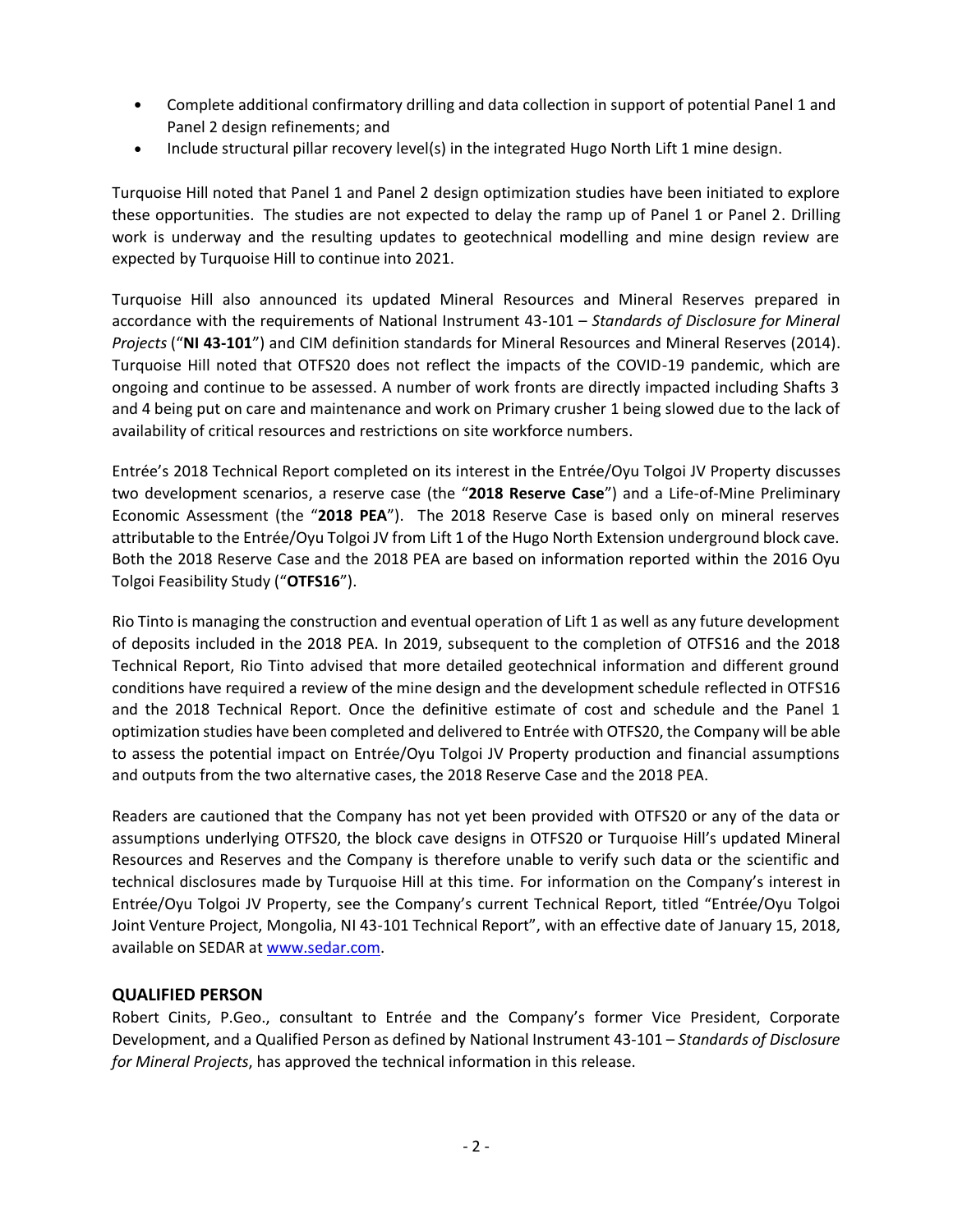- Complete additional confirmatory drilling and data collection in support of potential Panel 1 and Panel 2 design refinements; and
- Include structural pillar recovery level(s) in the integrated Hugo North Lift 1 mine design.

Turquoise Hill noted that Panel 1 and Panel 2 design optimization studies have been initiated to explore these opportunities. The studies are not expected to delay the ramp up of Panel 1 or Panel 2. Drilling work is underway and the resulting updates to geotechnical modelling and mine design review are expected by Turquoise Hill to continue into 2021.

Turquoise Hill also announced its updated Mineral Resources and Mineral Reserves prepared in accordance with the requirements of National Instrument 43-101 – *Standards of Disclosure for Mineral Projects* ("**NI 43-101**") and CIM definition standards for Mineral Resources and Mineral Reserves (2014). Turquoise Hill noted that OTFS20 does not reflect the impacts of the COVID-19 pandemic, which are ongoing and continue to be assessed. A number of work fronts are directly impacted including Shafts 3 and 4 being put on care and maintenance and work on Primary crusher 1 being slowed due to the lack of availability of critical resources and restrictions on site workforce numbers.

Entrée's 2018 Technical Report completed on its interest in the Entrée/Oyu Tolgoi JV Property discusses two development scenarios, a reserve case (the "**2018 Reserve Case**") and a Life-of-Mine Preliminary Economic Assessment (the "**2018 PEA**"). The 2018 Reserve Case is based only on mineral reserves attributable to the Entrée/Oyu Tolgoi JV from Lift 1 of the Hugo North Extension underground block cave. Both the 2018 Reserve Case and the 2018 PEA are based on information reported within the 2016 Oyu Tolgoi Feasibility Study ("**OTFS16**").

Rio Tinto is managing the construction and eventual operation of Lift 1 as well as any future development of deposits included in the 2018 PEA. In 2019, subsequent to the completion of OTFS16 and the 2018 Technical Report, Rio Tinto advised that more detailed geotechnical information and different ground conditions have required a review of the mine design and the development schedule reflected in OTFS16 and the 2018 Technical Report. Once the definitive estimate of cost and schedule and the Panel 1 optimization studies have been completed and delivered to Entrée with OTFS20, the Company will be able to assess the potential impact on Entrée/Oyu Tolgoi JV Property production and financial assumptions and outputs from the two alternative cases, the 2018 Reserve Case and the 2018 PEA.

Readers are cautioned that the Company has not yet been provided with OTFS20 or any of the data or assumptions underlying OTFS20, the block cave designs in OTFS20 or Turquoise Hill's updated Mineral Resources and Reserves and the Company is therefore unable to verify such data or the scientific and technical disclosures made by Turquoise Hill at this time. For information on the Company's interest in Entrée/Oyu Tolgoi JV Property, see the Company's current Technical Report, titled "Entrée/Oyu Tolgoi Joint Venture Project, Mongolia, NI 43-101 Technical Report", with an effective date of January 15, 2018, available on SEDAR at www.sedar.com.

## QUALIFIED PERSON

Robert Cinits, P.Geo., consultant to Entrée and the Company's former Vice President, Corporate Development, and a Qualified Person as defined by National Instrument 43-101 – *Standards of Disclosure for Mineral Projects*, has approved the technical information in this release.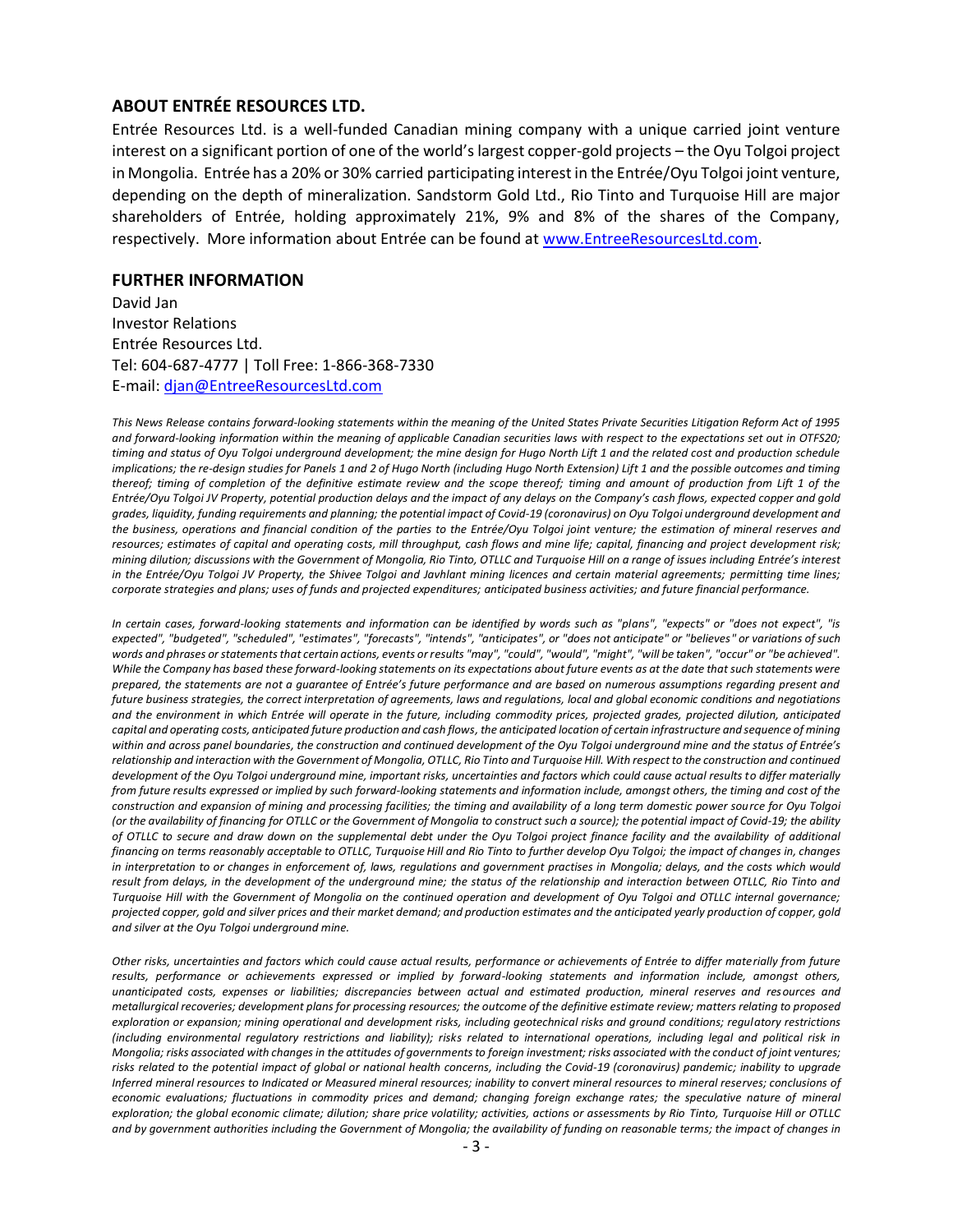## ABOUT ENTRÉE RESOURCES LTD.

Entrée Resources Ltd. is a well-funded Canadian mining company with a unique carried joint venture interest on a significant portion of one of the world's largest copper-gold projects – the Oyu Tolgoi project in Mongolia. Entrée has a 20% or 30% carried participating interest in the Entrée/Oyu Tolgoi joint venture, depending on the depth of mineralization. Sandstorm Gold Ltd., Rio Tinto and Turquoise Hill are major shareholders of Entrée, holding approximately 21%, 9% and 8% of the shares of the Company, respectively. More information about Entrée can be found at [www.EntreeResourcesLtd.com](http://www.EntreeResourcesLtd.com).

## FURTHER INFORMATION

David Jan
Investor Relations
Entrée Resources Ltd.
Tel: 604-687-4777 | Toll Free: 1-866-368-7330
E-mail: [djan@EntreeResourcesLtd.com](mailto:djan@EntreeResourcesLtd.com)

*This News Release contains forward-looking statements within the meaning of the United States Private Securities Litigation Reform Act of 1995 and forward-looking information within the meaning of applicable Canadian securities laws with respect to the expectations set out in OTFS20; timing and status of Oyu Tolgoi underground development; the mine design for Hugo North Lift 1 and the related cost and production schedule implications; the re-design studies for Panels 1 and 2 of Hugo North (including Hugo North Extension) Lift 1 and the possible outcomes and timing thereof; timing of completion of the definitive estimate review and the scope thereof; timing and amount of production from Lift 1 of the Entrée/Oyu Tolgoi JV Property, potential production delays and the impact of any delays on the Company's cash flows, expected copper and gold grades, liquidity, funding requirements and planning; the potential impact of Covid-19 (coronavirus) on Oyu Tolgoi underground development and the business, operations and financial condition of the parties to the Entrée/Oyu Tolgoi joint venture; the estimation of mineral reserves and resources; estimates of capital and operating costs, mill throughput, cash flows and mine life; capital, financing and project development risk; mining dilution; discussions with the Government of Mongolia, Rio Tinto, OTLLC and Turquoise Hill on a range of issues including Entrée's interest in the Entrée/Oyu Tolgoi JV Property, the Shivee Tolgoi and Javhlant mining licences and certain material agreements; permitting time lines; corporate strategies and plans; uses of funds and projected expenditures; anticipated business activities; and future financial performance.*

*In certain cases, forward-looking statements and information can be identified by words such as "plans", "expects" or "does not expect", "is expected", "budgeted", "scheduled", "estimates", "forecasts", "intends", "anticipates", or "does not anticipate" or "believes" or variations of such words and phrases or statements that certain actions, events or results "may", "could", "would", "might", "will be taken", "occur" or "be achieved". While the Company has based these forward-looking statements on its expectations about future events as at the date that such statements were prepared, the statements are not a guarantee of Entrée's future performance and are based on numerous assumptions regarding present and future business strategies, the correct interpretation of agreements, laws and regulations, local and global economic conditions and negotiations and the environment in which Entrée will operate in the future, including commodity prices, projected grades, projected dilution, anticipated capital and operating costs, anticipated future production and cash flows, the anticipated location of certain infrastructure and sequence of mining within and across panel boundaries, the construction and continued development of the Oyu Tolgoi underground mine and the status of Entrée's relationship and interaction with the Government of Mongolia, OTLLC, Rio Tinto and Turquoise Hill. With respect to the construction and continued development of the Oyu Tolgoi underground mine, important risks, uncertainties and factors which could cause actual results to differ materially from future results expressed or implied by such forward-looking statements and information include, amongst others, the timing and cost of the construction and expansion of mining and processing facilities; the timing and availability of a long term domestic power source for Oyu Tolgoi (or the availability of financing for OTLLC or the Government of Mongolia to construct such a source); the potential impact of Covid-19; the ability of OTLLC to secure and draw down on the supplemental debt under the Oyu Tolgoi project finance facility and the availability of additional financing on terms reasonably acceptable to OTLLC, Turquoise Hill and Rio Tinto to further develop Oyu Tolgoi; the impact of changes in, changes in interpretation to or changes in enforcement of, laws, regulations and government practises in Mongolia; delays, and the costs which would result from delays, in the development of the underground mine; the status of the relationship and interaction between OTLLC, Rio Tinto and Turquoise Hill with the Government of Mongolia on the continued operation and development of Oyu Tolgoi and OTLLC internal governance; projected copper, gold and silver prices and their market demand; and production estimates and the anticipated yearly production of copper, gold and silver at the Oyu Tolgoi underground mine.*

*Other risks, uncertainties and factors which could cause actual results, performance or achievements of Entrée to differ materially from future results, performance or achievements expressed or implied by forward-looking statements and information include, amongst others, unanticipated costs, expenses or liabilities; discrepancies between actual and estimated production, mineral reserves and resources and metallurgical recoveries; development plans for processing resources; the outcome of the definitive estimate review; matters relating to proposed exploration or expansion; mining operational and development risks, including geotechnical risks and ground conditions; regulatory restrictions (including environmental regulatory restrictions and liability); risks related to international operations, including legal and political risk in Mongolia; risks associated with changes in the attitudes of governments to foreign investment; risks associated with the conduct of joint ventures; risks related to the potential impact of global or national health concerns, including the Covid-19 (coronavirus) pandemic; inability to upgrade Inferred mineral resources to Indicated or Measured mineral resources; inability to convert mineral resources to mineral reserves; conclusions of economic evaluations; fluctuations in commodity prices and demand; changing foreign exchange rates; the speculative nature of mineral exploration; the global economic climate; dilution; share price volatility; activities, actions or assessments by Rio Tinto, Turquoise Hill or OTLLC and by government authorities including the Government of Mongolia; the availability of funding on reasonable terms; the impact of changes in*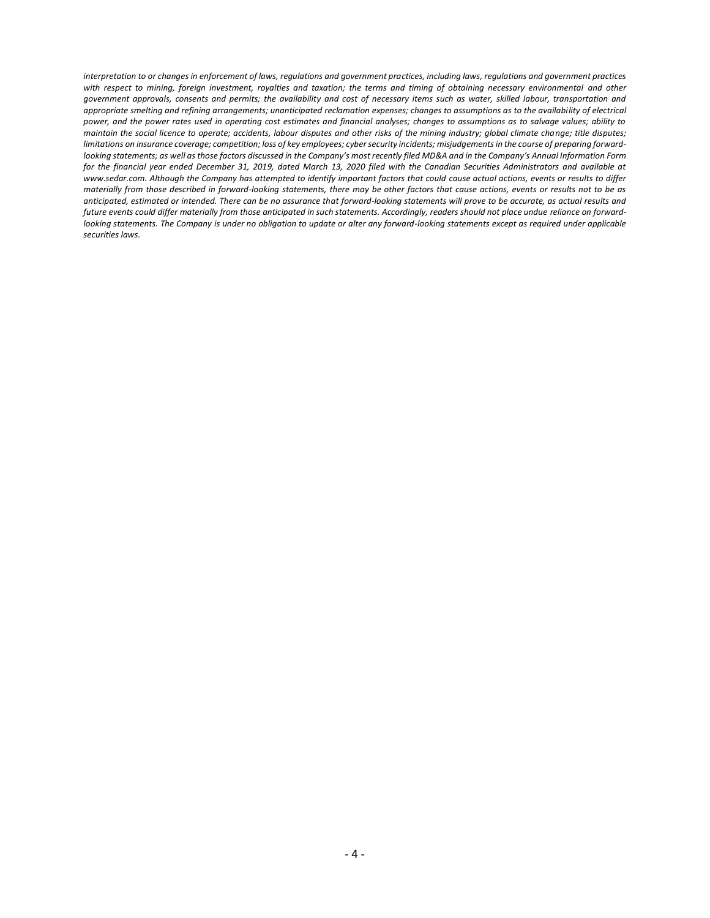*interpretation to or changes in enforcement of laws, regulations and government practices, including laws, regulations and government practices with respect to mining, foreign investment, royalties and taxation; the terms and timing of obtaining necessary environmental and other government approvals, consents and permits; the availability and cost of necessary items such as water, skilled labour, transportation and appropriate smelting and refining arrangements; unanticipated reclamation expenses; changes to assumptions as to the availability of electrical power, and the power rates used in operating cost estimates and financial analyses; changes to assumptions as to salvage values; ability to maintain the social licence to operate; accidents, labour disputes and other risks of the mining industry; global climate change; title disputes; limitations on insurance coverage; competition; loss of key employees; cyber security incidents; misjudgements in the course of preparing forward-looking statements; as well as those factors discussed in the Company's most recently filed MD&A and in the Company's Annual Information Form for the financial year ended December 31, 2019, dated March 13, 2020 filed with the Canadian Securities Administrators and available at www.sedar.com. Although the Company has attempted to identify important factors that could cause actual actions, events or results to differ materially from those described in forward-looking statements, there may be other factors that cause actions, events or results not to be as anticipated, estimated or intended. There can be no assurance that forward-looking statements will prove to be accurate, as actual results and future events could differ materially from those anticipated in such statements. Accordingly, readers should not place undue reliance on forward-looking statements. The Company is under no obligation to update or alter any forward-looking statements except as required under applicable securities laws.*